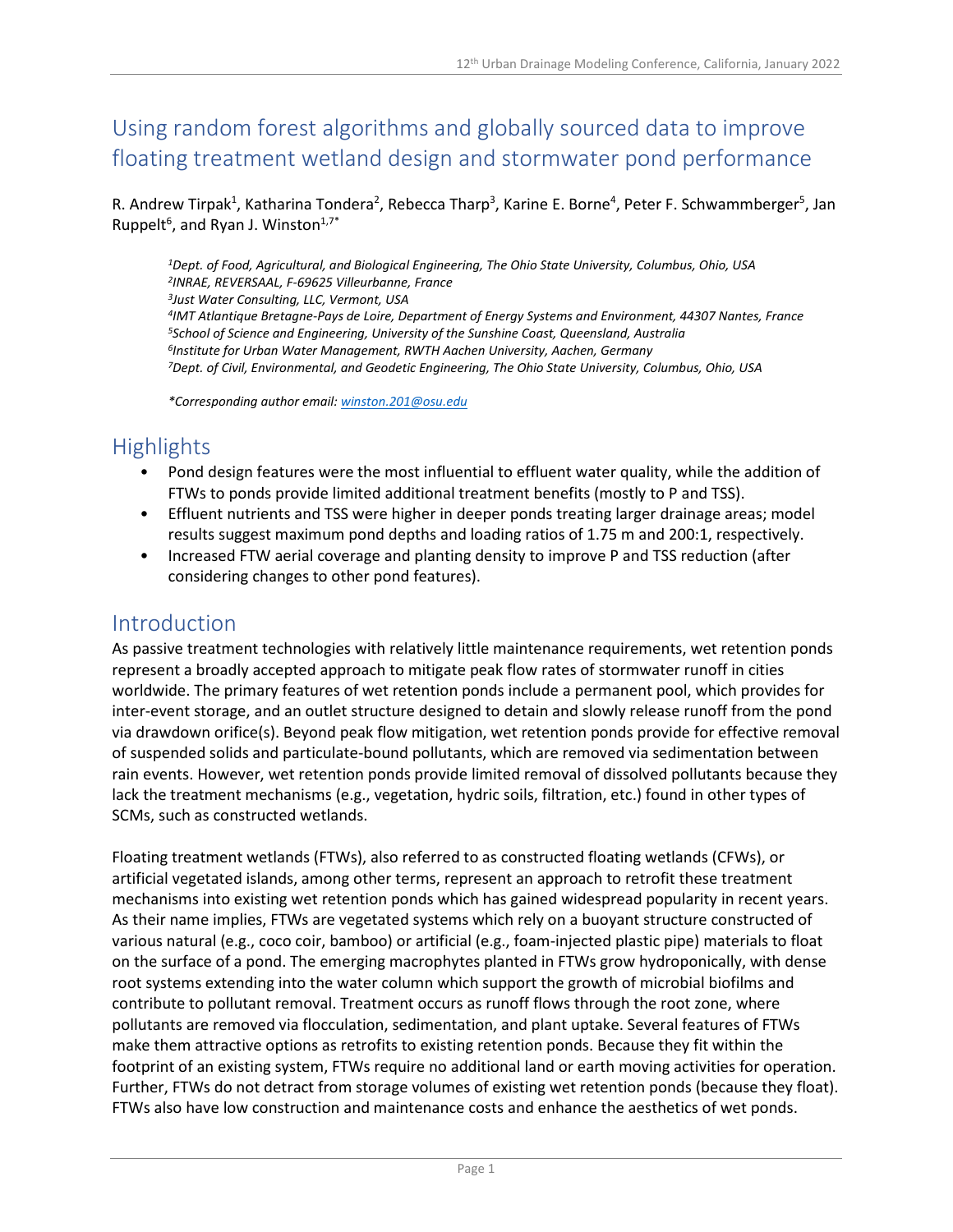# Using random forest algorithms and globally sourced data to improve floating treatment wetland design and stormwater pond performance

R. Andrew Tirpak[1], Katharina Tondera[2], Rebecca Tharp[3], Karine E. Borne[4], Peter F. Schwammberger[5], Jan Ruppelt[6], and Ryan J. Winston[1,7*]

*[1]Dept. of Food, Agricultural, and Biological Engineering, The Ohio State University, Columbus, Ohio, USA*
*[2]INRAE, REVERSAAL, F-69625 Villeurbanne, France*
*[3]Just Water Consulting, LLC, Vermont, USA*
*[4]IMT Atlantique Bretagne-Pays de Loire, Department of Energy Systems and Environment, 44307 Nantes, France*
*[5]School of Science and Engineering, University of the Sunshine Coast, Queensland, Australia*
*[6]Institute for Urban Water Management, RWTH Aachen University, Aachen, Germany*
*[7]Dept. of Civil, Environmental, and Geodetic Engineering, The Ohio State University, Columbus, Ohio, USA*

*\*Corresponding author email: winston.201@osu.edu*

## Highlights

- Pond design features were the most influential to effluent water quality, while the addition of FTWs to ponds provide limited additional treatment benefits (mostly to P and TSS).
- Effluent nutrients and TSS were higher in deeper ponds treating larger drainage areas; model results suggest maximum pond depths and loading ratios of 1.75 m and 200:1, respectively.
- Increased FTW aerial coverage and planting density to improve P and TSS reduction (after considering changes to other pond features).

## Introduction

As passive treatment technologies with relatively little maintenance requirements, wet retention ponds represent a broadly accepted approach to mitigate peak flow rates of stormwater runoff in cities worldwide. The primary features of wet retention ponds include a permanent pool, which provides for inter-event storage, and an outlet structure designed to detain and slowly release runoff from the pond via drawdown orifice(s). Beyond peak flow mitigation, wet retention ponds provide for effective removal of suspended solids and particulate-bound pollutants, which are removed via sedimentation between rain events. However, wet retention ponds provide limited removal of dissolved pollutants because they lack the treatment mechanisms (e.g., vegetation, hydric soils, filtration, etc.) found in other types of SCMs, such as constructed wetlands.

Floating treatment wetlands (FTWs), also referred to as constructed floating wetlands (CFWs), or artificial vegetated islands, among other terms, represent an approach to retrofit these treatment mechanisms into existing wet retention ponds which has gained widespread popularity in recent years. As their name implies, FTWs are vegetated systems which rely on a buoyant structure constructed of various natural (e.g., coco coir, bamboo) or artificial (e.g., foam-injected plastic pipe) materials to float on the surface of a pond. The emerging macrophytes planted in FTWs grow hydroponically, with dense root systems extending into the water column which support the growth of microbial biofilms and contribute to pollutant removal. Treatment occurs as runoff flows through the root zone, where pollutants are removed via flocculation, sedimentation, and plant uptake. Several features of FTWs make them attractive options as retrofits to existing retention ponds. Because they fit within the footprint of an existing system, FTWs require no additional land or earth moving activities for operation. Further, FTWs do not detract from storage volumes of existing wet retention ponds (because they float). FTWs also have low construction and maintenance costs and enhance the aesthetics of wet ponds.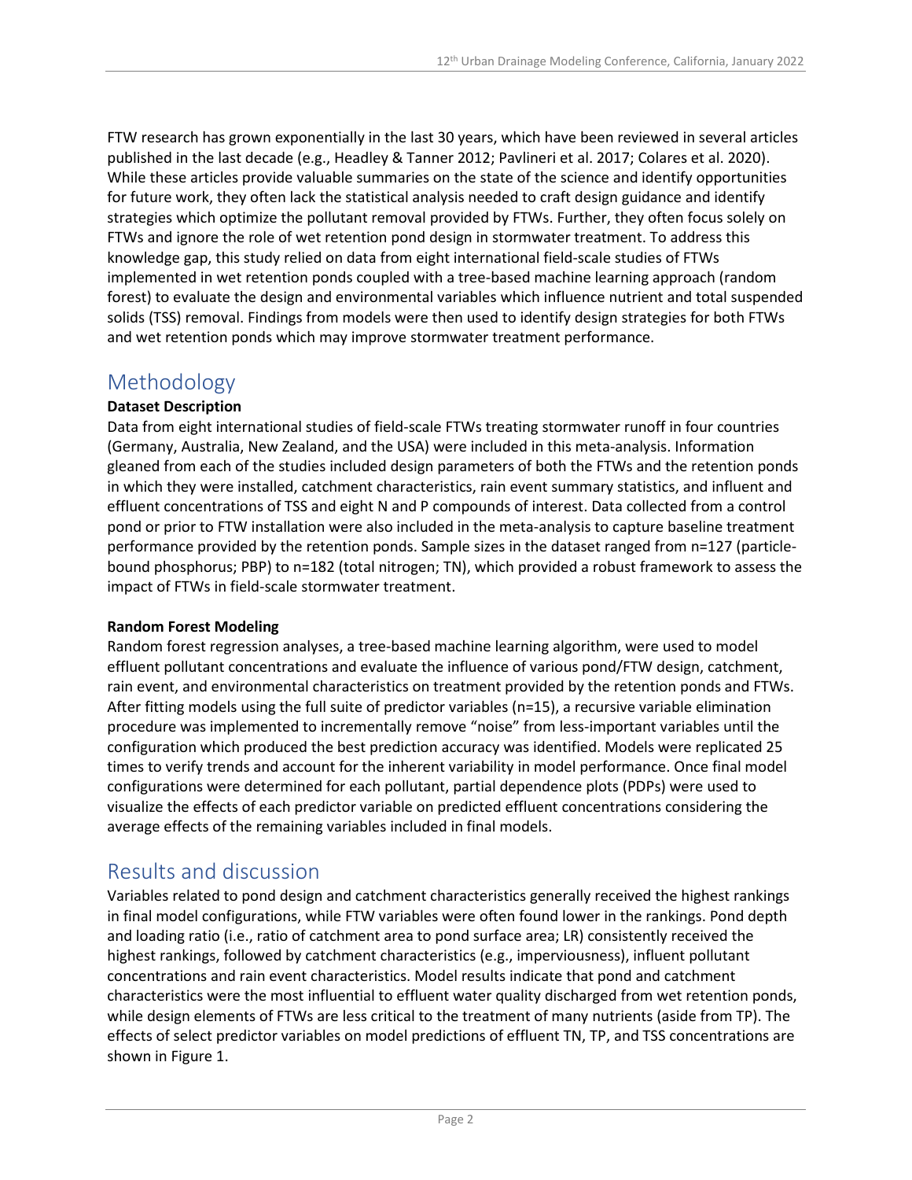FTW research has grown exponentially in the last 30 years, which have been reviewed in several articles published in the last decade (e.g., Headley & Tanner 2012; Pavlineri et al. 2017; Colares et al. 2020). While these articles provide valuable summaries on the state of the science and identify opportunities for future work, they often lack the statistical analysis needed to craft design guidance and identify strategies which optimize the pollutant removal provided by FTWs. Further, they often focus solely on FTWs and ignore the role of wet retention pond design in stormwater treatment. To address this knowledge gap, this study relied on data from eight international field-scale studies of FTWs implemented in wet retention ponds coupled with a tree-based machine learning approach (random forest) to evaluate the design and environmental variables which influence nutrient and total suspended solids (TSS) removal. Findings from models were then used to identify design strategies for both FTWs and wet retention ponds which may improve stormwater treatment performance.

## Methodology

**Dataset Description**

Data from eight international studies of field-scale FTWs treating stormwater runoff in four countries (Germany, Australia, New Zealand, and the USA) were included in this meta-analysis. Information gleaned from each of the studies included design parameters of both the FTWs and the retention ponds in which they were installed, catchment characteristics, rain event summary statistics, and influent and effluent concentrations of TSS and eight N and P compounds of interest. Data collected from a control pond or prior to FTW installation were also included in the meta-analysis to capture baseline treatment performance provided by the retention ponds. Sample sizes in the dataset ranged from n=127 (particle-bound phosphorus; PBP) to n=182 (total nitrogen; TN), which provided a robust framework to assess the impact of FTWs in field-scale stormwater treatment.

**Random Forest Modeling**

Random forest regression analyses, a tree-based machine learning algorithm, were used to model effluent pollutant concentrations and evaluate the influence of various pond/FTW design, catchment, rain event, and environmental characteristics on treatment provided by the retention ponds and FTWs. After fitting models using the full suite of predictor variables (n=15), a recursive variable elimination procedure was implemented to incrementally remove "noise" from less-important variables until the configuration which produced the best prediction accuracy was identified. Models were replicated 25 times to verify trends and account for the inherent variability in model performance. Once final model configurations were determined for each pollutant, partial dependence plots (PDPs) were used to visualize the effects of each predictor variable on predicted effluent concentrations considering the average effects of the remaining variables included in final models.

## Results and discussion

Variables related to pond design and catchment characteristics generally received the highest rankings in final model configurations, while FTW variables were often found lower in the rankings. Pond depth and loading ratio (i.e., ratio of catchment area to pond surface area; LR) consistently received the highest rankings, followed by catchment characteristics (e.g., imperviousness), influent pollutant concentrations and rain event characteristics. Model results indicate that pond and catchment characteristics were the most influential to effluent water quality discharged from wet retention ponds, while design elements of FTWs are less critical to the treatment of many nutrients (aside from TP). The effects of select predictor variables on model predictions of effluent TN, TP, and TSS concentrations are shown in Figure 1.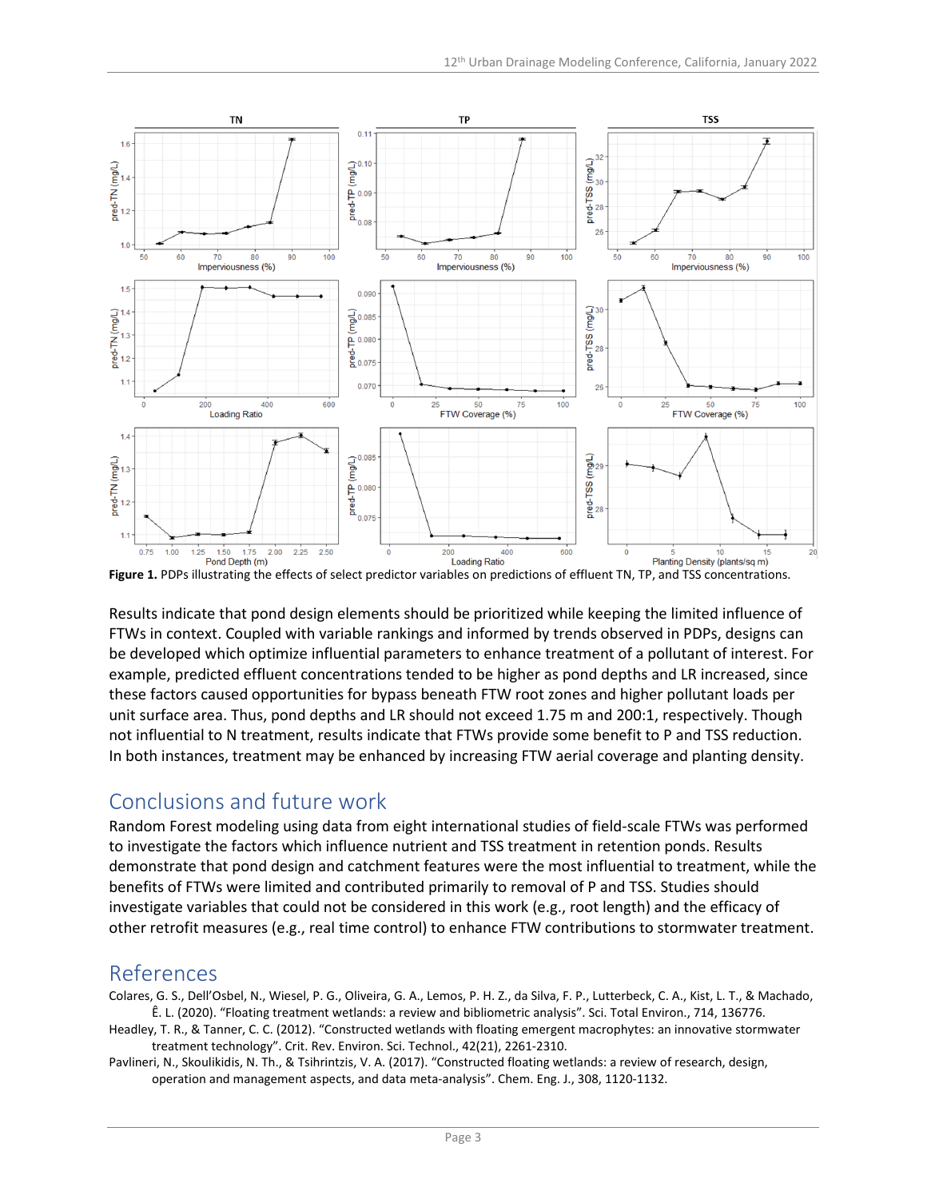TN

TP

TSS

pred-TN (mg/L)

1.6
1.4
1.2
1.0

50 60 70 80 90 100

Imperviousness (%)

pred-TP (mg/L)

0.11
0.10
0.09
0.08

50 60 70 80 90 100

Imperviousness (%)

pred-TSS (mg/L)

32
30
28
26

50 60 70 80 90 100

Imperviousness (%)

pred-TN (mg/L)

1.5
1.4
1.3
1.2
1.1

0 200 400 600

Loading Ratio

pred-TP (mg/L)

0.090
0.085
0.080
0.075
0.070

0 25 50 75 100

FTW Coverage (%)

pred-TSS (mg/L)

30
28
26

0 25 50 75 100

FTW Coverage (%)

pred-TN (mg/L)

1.4
1.3
1.2
1.1

0.75 1.00 1.25 1.50 1.75 2.00 2.25 2.50

Pond Depth (m)

pred-TP (mg/L)

0.085
0.080
0.075

0 200 400 600

Loading Ratio

pred-TSS (mg/L)

29
28

0 5 10 15 20

Planting Density (plants/sq m)

**Figure 1.** PDPs illustrating the effects of select predictor variables on predictions of effluent TN, TP, and TSS concentrations.

Results indicate that pond design elements should be prioritized while keeping the limited influence of FTWs in context. Coupled with variable rankings and informed by trends observed in PDPs, designs can be developed which optimize influential parameters to enhance treatment of a pollutant of interest. For example, predicted effluent concentrations tended to be higher as pond depths and LR increased, since these factors caused opportunities for bypass beneath FTW root zones and higher pollutant loads per unit surface area. Thus, pond depths and LR should not exceed 1.75 m and 200:1, respectively. Though not influential to N treatment, results indicate that FTWs provide some benefit to P and TSS reduction. In both instances, treatment may be enhanced by increasing FTW aerial coverage and planting density.

## Conclusions and future work

Random Forest modeling using data from eight international studies of field-scale FTWs was performed to investigate the factors which influence nutrient and TSS treatment in retention ponds. Results demonstrate that pond design and catchment features were the most influential to treatment, while the benefits of FTWs were limited and contributed primarily to removal of P and TSS. Studies should investigate variables that could not be considered in this work (e.g., root length) and the efficacy of other retrofit measures (e.g., real time control) to enhance FTW contributions to stormwater treatment.

## References

Colares, G. S., Dell'Osbel, N., Wiesel, P. G., Oliveira, G. A., Lemos, P. H. Z., da Silva, F. P., Lutterbeck, C. A., Kist, L. T., & Machado, Ê. L. (2020). "Floating treatment wetlands: a review and bibliometric analysis". Sci. Total Environ., 714, 136776.

Headley, T. R., & Tanner, C. C. (2012). "Constructed wetlands with floating emergent macrophytes: an innovative stormwater treatment technology". Crit. Rev. Environ. Sci. Technol., 42(21), 2261-2310.

Pavlineri, N., Skoulikidis, N. Th., & Tsihrintzis, V. A. (2017). "Constructed floating wetlands: a review of research, design, operation and management aspects, and data meta-analysis". Chem. Eng. J., 308, 1120-1132.